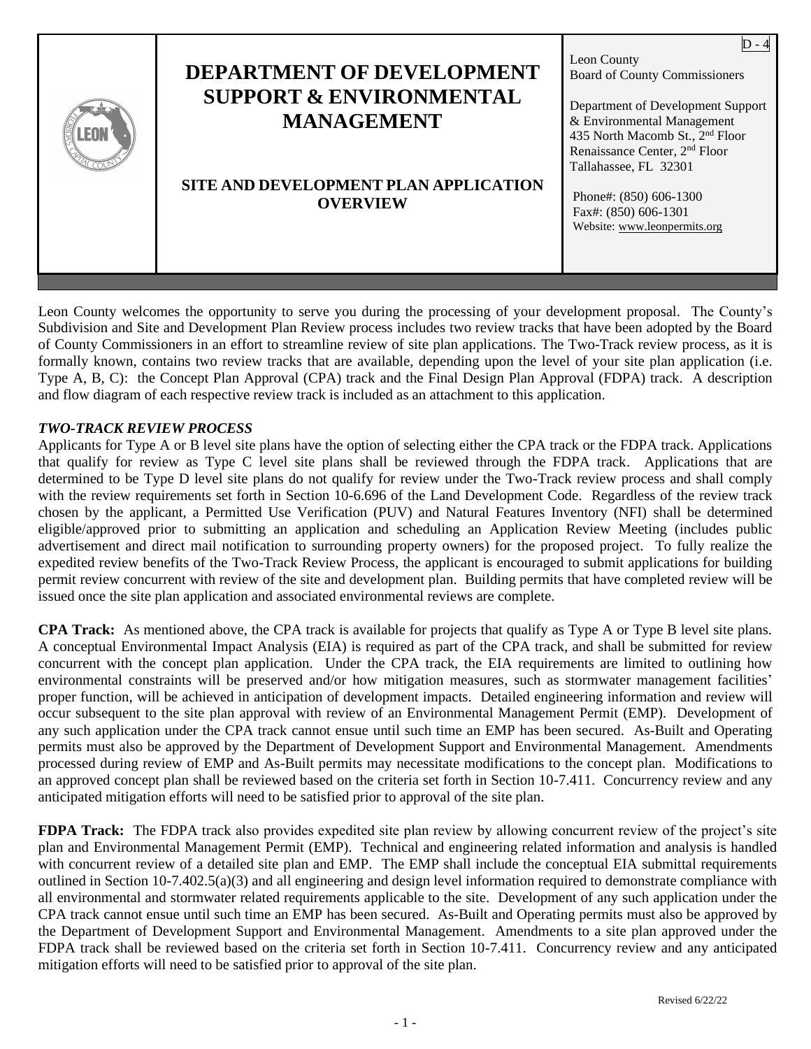D - 4

# DEPARTMENT OF DEVELOPMENT SUPPORT & ENVIRONMENTAL MANAGEMENT

## SITE AND DEVELOPMENT PLAN APPLICATION OVERVIEW

Leon County
Board of County Commissioners

Department of Development Support & Environmental Management
435 North Macomb St., 2nd Floor
Renaissance Center, 2nd Floor
Tallahassee, FL 32301

Phone#: (850) 606-1300
Fax#: (850) 606-1301
Website: www.leonpermits.org

Leon County welcomes the opportunity to serve you during the processing of your development proposal. The County's Subdivision and Site and Development Plan Review process includes two review tracks that have been adopted by the Board of County Commissioners in an effort to streamline review of site plan applications. The Two-Track review process, as it is formally known, contains two review tracks that are available, depending upon the level of your site plan application (i.e. Type A, B, C): the Concept Plan Approval (CPA) track and the Final Design Plan Approval (FDPA) track. A description and flow diagram of each respective review track is included as an attachment to this application.

***TWO-TRACK REVIEW PROCESS***

Applicants for Type A or B level site plans have the option of selecting either the CPA track or the FDPA track. Applications that qualify for review as Type C level site plans shall be reviewed through the FDPA track. Applications that are determined to be Type D level site plans do not qualify for review under the Two-Track review process and shall comply with the review requirements set forth in Section 10-6.696 of the Land Development Code. Regardless of the review track chosen by the applicant, a Permitted Use Verification (PUV) and Natural Features Inventory (NFI) shall be determined eligible/approved prior to submitting an application and scheduling an Application Review Meeting (includes public advertisement and direct mail notification to surrounding property owners) for the proposed project. To fully realize the expedited review benefits of the Two-Track Review Process, the applicant is encouraged to submit applications for building permit review concurrent with review of the site and development plan. Building permits that have completed review will be issued once the site plan application and associated environmental reviews are complete.

**CPA Track:** As mentioned above, the CPA track is available for projects that qualify as Type A or Type B level site plans. A conceptual Environmental Impact Analysis (EIA) is required as part of the CPA track, and shall be submitted for review concurrent with the concept plan application. Under the CPA track, the EIA requirements are limited to outlining how environmental constraints will be preserved and/or how mitigation measures, such as stormwater management facilities' proper function, will be achieved in anticipation of development impacts. Detailed engineering information and review will occur subsequent to the site plan approval with review of an Environmental Management Permit (EMP). Development of any such application under the CPA track cannot ensue until such time an EMP has been secured. As-Built and Operating permits must also be approved by the Department of Development Support and Environmental Management. Amendments processed during review of EMP and As-Built permits may necessitate modifications to the concept plan. Modifications to an approved concept plan shall be reviewed based on the criteria set forth in Section 10-7.411. Concurrency review and any anticipated mitigation efforts will need to be satisfied prior to approval of the site plan.

**FDPA Track:** The FDPA track also provides expedited site plan review by allowing concurrent review of the project's site plan and Environmental Management Permit (EMP). Technical and engineering related information and analysis is handled with concurrent review of a detailed site plan and EMP. The EMP shall include the conceptual EIA submittal requirements outlined in Section 10-7.402.5(a)(3) and all engineering and design level information required to demonstrate compliance with all environmental and stormwater related requirements applicable to the site. Development of any such application under the CPA track cannot ensue until such time an EMP has been secured. As-Built and Operating permits must also be approved by the Department of Development Support and Environmental Management. Amendments to a site plan approved under the FDPA track shall be reviewed based on the criteria set forth in Section 10-7.411. Concurrency review and any anticipated mitigation efforts will need to be satisfied prior to approval of the site plan.

Revised 6/22/22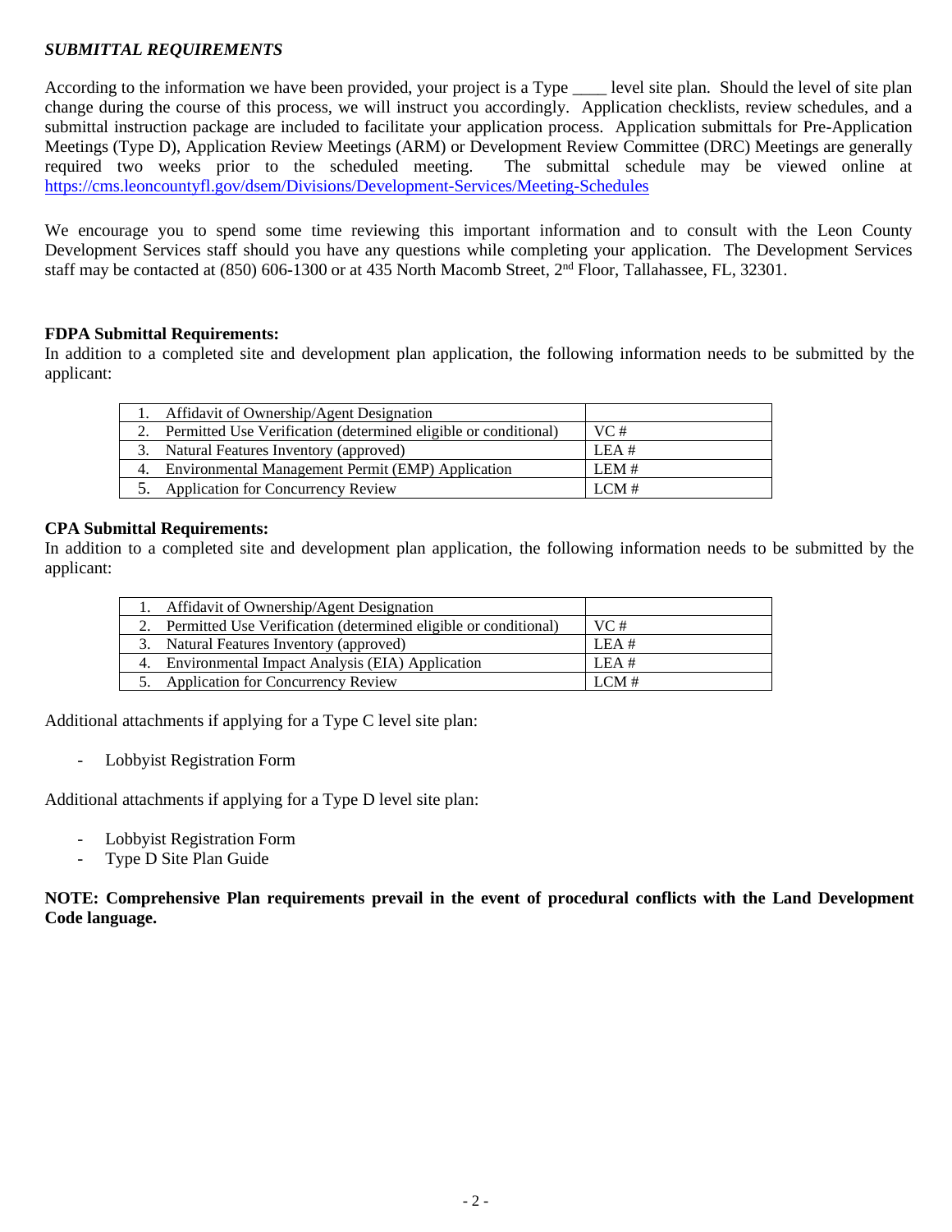***SUBMITTAL REQUIREMENTS***

According to the information we have been provided, your project is a Type ____ level site plan. Should the level of site plan change during the course of this process, we will instruct you accordingly. Application checklists, review schedules, and a submittal instruction package are included to facilitate your application process. Application submittals for Pre-Application Meetings (Type D), Application Review Meetings (ARM) or Development Review Committee (DRC) Meetings are generally required two weeks prior to the scheduled meeting. The submittal schedule may be viewed online at https://cms.leoncountyfl.gov/dsem/Divisions/Development-Services/Meeting-Schedules

We encourage you to spend some time reviewing this important information and to consult with the Leon County Development Services staff should you have any questions while completing your application. The Development Services staff may be contacted at (850) 606-1300 or at 435 North Macomb Street, 2nd Floor, Tallahassee, FL, 32301.

**FDPA Submittal Requirements:**
In addition to a completed site and development plan application, the following information needs to be submitted by the applicant:

| | |
|---|---|
| 1. Affidavit of Ownership/Agent Designation | |
| 2. Permitted Use Verification (determined eligible or conditional) | VC # |
| 3. Natural Features Inventory (approved) | LEA # |
| 4. Environmental Management Permit (EMP) Application | LEM # |
| 5. Application for Concurrency Review | LCM # |

**CPA Submittal Requirements:**
In addition to a completed site and development plan application, the following information needs to be submitted by the applicant:

| | |
|---|---|
| 1. Affidavit of Ownership/Agent Designation | |
| 2. Permitted Use Verification (determined eligible or conditional) | VC # |
| 3. Natural Features Inventory (approved) | LEA # |
| 4. Environmental Impact Analysis (EIA) Application | LEA # |
| 5. Application for Concurrency Review | LCM # |

Additional attachments if applying for a Type C level site plan:

- Lobbyist Registration Form

Additional attachments if applying for a Type D level site plan:

- Lobbyist Registration Form
- Type D Site Plan Guide

**NOTE: Comprehensive Plan requirements prevail in the event of procedural conflicts with the Land Development Code language.**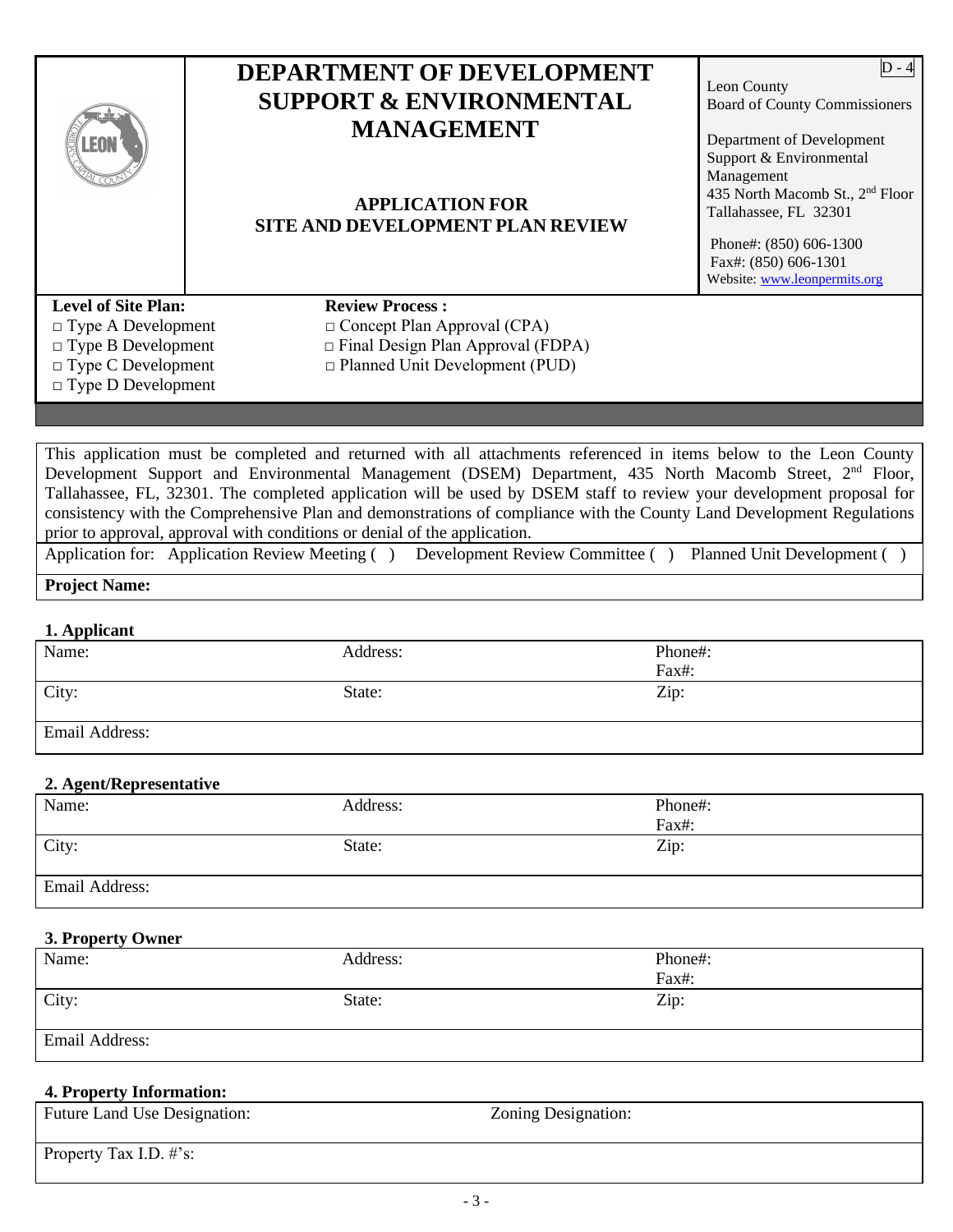D - 4

# DEPARTMENT OF DEVELOPMENT SUPPORT & ENVIRONMENTAL MANAGEMENT

## APPLICATION FOR SITE AND DEVELOPMENT PLAN REVIEW

Leon County
Board of County Commissioners

Department of Development Support & Environmental Management
435 North Macomb St., 2nd Floor
Tallahassee, FL 32301

Phone#: (850) 606-1300
Fax#: (850) 606-1301
Website: www.leonpermits.org

**Level of Site Plan:**

- □ Type A Development
- □ Type B Development
- □ Type C Development
- □ Type D Development

**Review Process :**

- □ Concept Plan Approval (CPA)
- □ Final Design Plan Approval (FDPA)
- □ Planned Unit Development (PUD)

This application must be completed and returned with all attachments referenced in items below to the Leon County Development Support and Environmental Management (DSEM) Department, 435 North Macomb Street, 2nd Floor, Tallahassee, FL, 32301. The completed application will be used by DSEM staff to review your development proposal for consistency with the Comprehensive Plan and demonstrations of compliance with the County Land Development Regulations prior to approval, approval with conditions or denial of the application.

Application for: Application Review Meeting ( ) Development Review Committee ( ) Planned Unit Development ( )

**Project Name:**

**1. Applicant**

| Name: | Address: | Phone#:<br>Fax#: |
|---|---|---|
| City: | State: | Zip: |
| Email Address: | | |

**2. Agent/Representative**

| Name: | Address: | Phone#:<br>Fax#: |
|---|---|---|
| City: | State: | Zip: |
| Email Address: | | |

**3. Property Owner**

| Name: | Address: | Phone#:<br>Fax#: |
|---|---|---|
| City: | State: | Zip: |
| Email Address: | | |

**4. Property Information:**

| Future Land Use Designation: | Zoning Designation: |
|---|---|
| Property Tax I.D. #'s: | |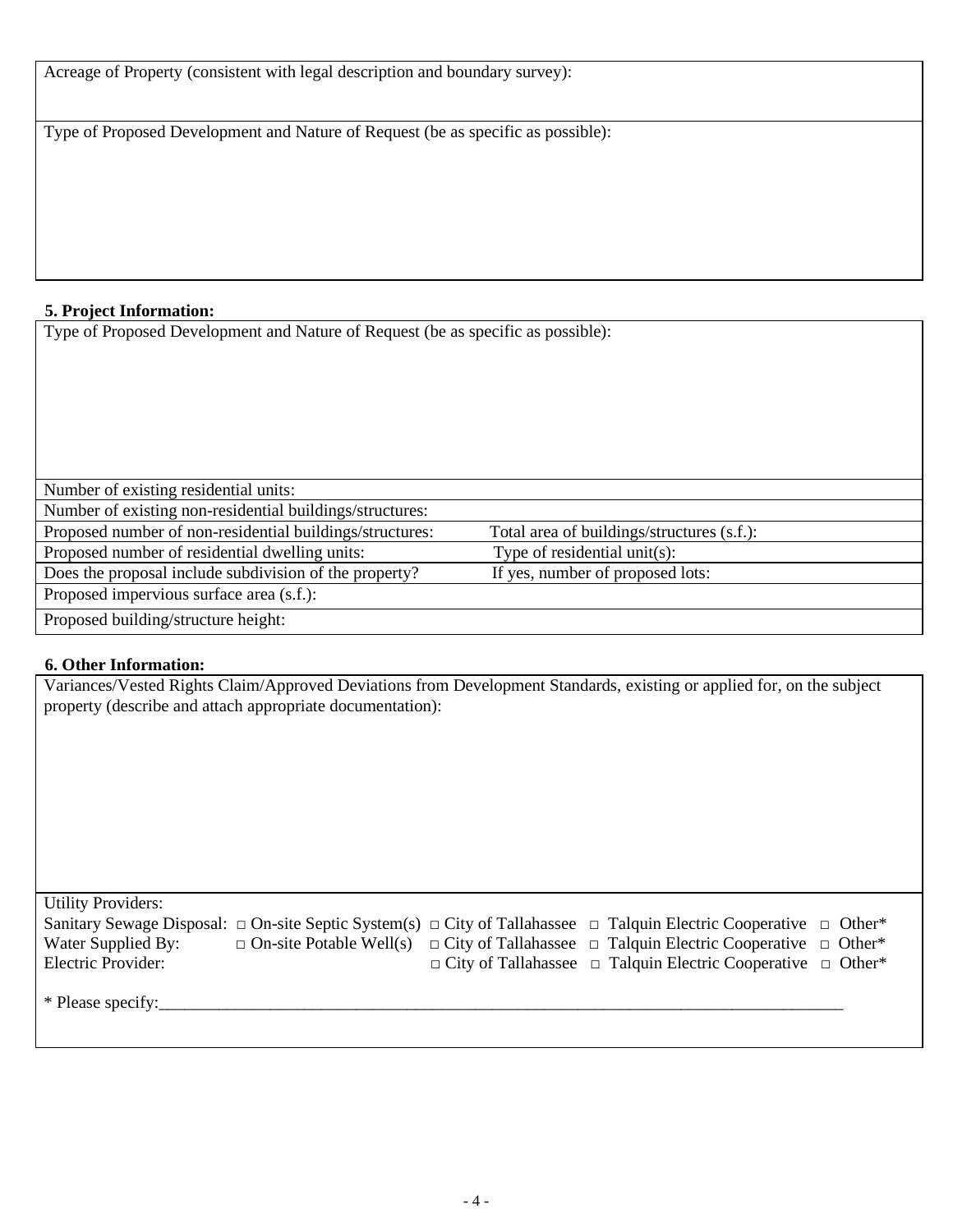| Acreage of Property (consistent with legal description and boundary survey): |
|---|
| Type of Proposed Development and Nature of Request (be as specific as possible): |

**5. Project Information:**

| Type of Proposed Development and Nature of Request (be as specific as possible): | |
|---|---|
| Number of existing residential units: | |
| Number of existing non-residential buildings/structures: | |
| Proposed number of non-residential buildings/structures: | Total area of buildings/structures (s.f.): |
| Proposed number of residential dwelling units: | Type of residential unit(s): |
| Does the proposal include subdivision of the property? | If yes, number of proposed lots: |
| Proposed impervious surface area (s.f.): | |
| Proposed building/structure height: | |

**6. Other Information:**

Variances/Vested Rights Claim/Approved Deviations from Development Standards, existing or applied for, on the subject property (describe and attach appropriate documentation):

Utility Providers:

| | | | | |
|---|---|---|---|---|
| Sanitary Sewage Disposal: | □ On-site Septic System(s) | □ City of Tallahassee | □ Talquin Electric Cooperative | □ Other* |
| Water Supplied By: | □ On-site Potable Well(s) | □ City of Tallahassee | □ Talquin Electric Cooperative | □ Other* |
| Electric Provider: | | □ City of Tallahassee | □ Talquin Electric Cooperative | □ Other* |

* Please specify:_______________________________________________________________________________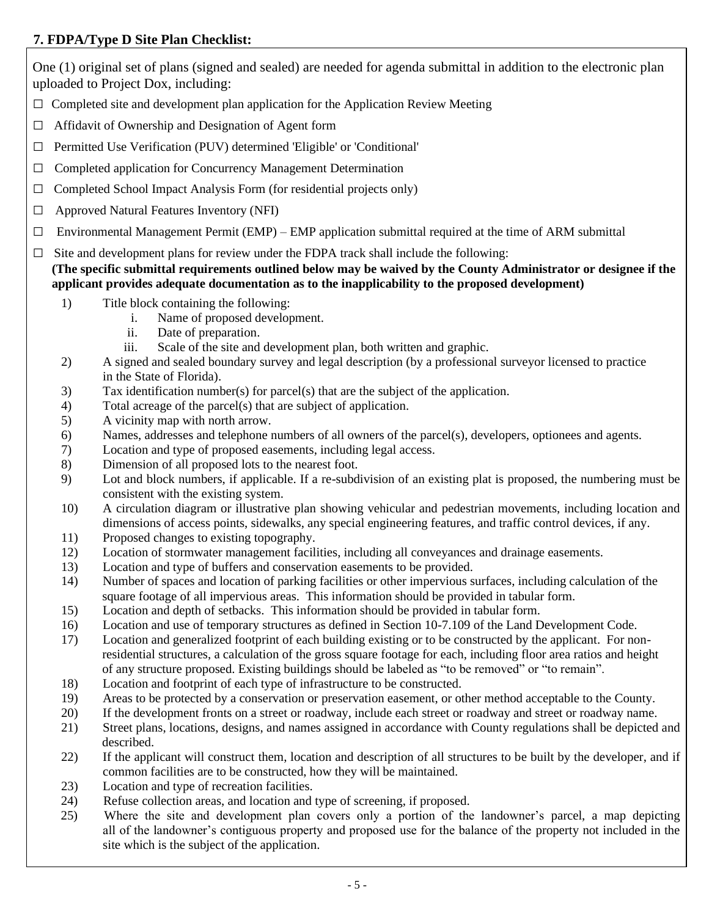## 7. FDPA/Type D Site Plan Checklist:

One (1) original set of plans (signed and sealed) are needed for agenda submittal in addition to the electronic plan uploaded to Project Dox, including:

- ☐ Completed site and development plan application for the Application Review Meeting
- ☐ Affidavit of Ownership and Designation of Agent form
- ☐ Permitted Use Verification (PUV) determined 'Eligible' or 'Conditional'
- ☐ Completed application for Concurrency Management Determination
- ☐ Completed School Impact Analysis Form (for residential projects only)
- ☐ Approved Natural Features Inventory (NFI)
- ☐ Environmental Management Permit (EMP) – EMP application submittal required at the time of ARM submittal
- ☐ Site and development plans for review under the FDPA track shall include the following:
  **(The specific submittal requirements outlined below may be waived by the County Administrator or designee if the applicant provides adequate documentation as to the inapplicability to the proposed development)**

1) Title block containing the following:
    i. Name of proposed development.
    ii. Date of preparation.
    iii. Scale of the site and development plan, both written and graphic.
2) A signed and sealed boundary survey and legal description (by a professional surveyor licensed to practice in the State of Florida).
3) Tax identification number(s) for parcel(s) that are the subject of the application.
4) Total acreage of the parcel(s) that are subject of application.
5) A vicinity map with north arrow.
6) Names, addresses and telephone numbers of all owners of the parcel(s), developers, optionees and agents.
7) Location and type of proposed easements, including legal access.
8) Dimension of all proposed lots to the nearest foot.
9) Lot and block numbers, if applicable. If a re-subdivision of an existing plat is proposed, the numbering must be consistent with the existing system.
10) A circulation diagram or illustrative plan showing vehicular and pedestrian movements, including location and dimensions of access points, sidewalks, any special engineering features, and traffic control devices, if any.
11) Proposed changes to existing topography.
12) Location of stormwater management facilities, including all conveyances and drainage easements.
13) Location and type of buffers and conservation easements to be provided.
14) Number of spaces and location of parking facilities or other impervious surfaces, including calculation of the square footage of all impervious areas. This information should be provided in tabular form.
15) Location and depth of setbacks. This information should be provided in tabular form.
16) Location and use of temporary structures as defined in Section 10-7.109 of the Land Development Code.
17) Location and generalized footprint of each building existing or to be constructed by the applicant. For non-residential structures, a calculation of the gross square footage for each, including floor area ratios and height of any structure proposed. Existing buildings should be labeled as "to be removed" or "to remain".
18) Location and footprint of each type of infrastructure to be constructed.
19) Areas to be protected by a conservation or preservation easement, or other method acceptable to the County.
20) If the development fronts on a street or roadway, include each street or roadway and street or roadway name.
21) Street plans, locations, designs, and names assigned in accordance with County regulations shall be depicted and described.
22) If the applicant will construct them, location and description of all structures to be built by the developer, and if common facilities are to be constructed, how they will be maintained.
23) Location and type of recreation facilities.
24) Refuse collection areas, and location and type of screening, if proposed.
25) Where the site and development plan covers only a portion of the landowner's parcel, a map depicting all of the landowner's contiguous property and proposed use for the balance of the property not included in the site which is the subject of the application.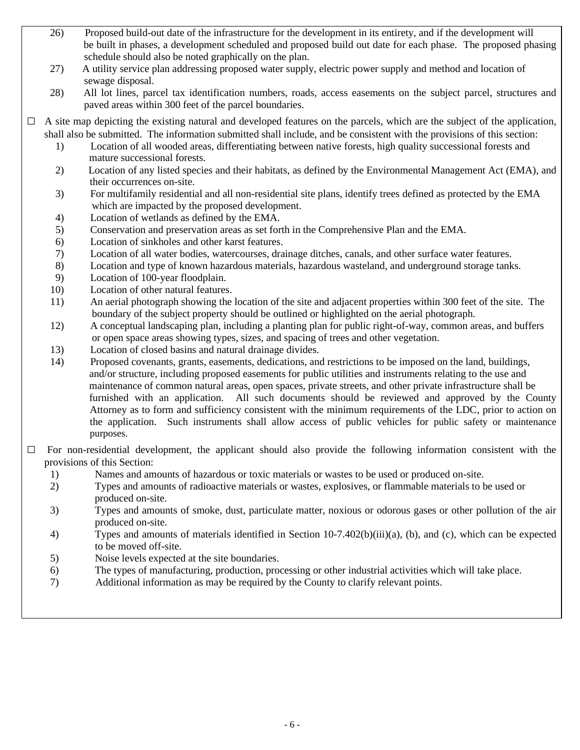26) Proposed build-out date of the infrastructure for the development in its entirety, and if the development will be built in phases, a development scheduled and proposed build out date for each phase. The proposed phasing schedule should also be noted graphically on the plan.

27) A utility service plan addressing proposed water supply, electric power supply and method and location of sewage disposal.

28) All lot lines, parcel tax identification numbers, roads, access easements on the subject parcel, structures and paved areas within 300 feet of the parcel boundaries.

☐ A site map depicting the existing natural and developed features on the parcels, which are the subject of the application, shall also be submitted. The information submitted shall include, and be consistent with the provisions of this section:

1) Location of all wooded areas, differentiating between native forests, high quality successional forests and mature successional forests.
2) Location of any listed species and their habitats, as defined by the Environmental Management Act (EMA), and their occurrences on-site.
3) For multifamily residential and all non-residential site plans, identify trees defined as protected by the EMA which are impacted by the proposed development.
4) Location of wetlands as defined by the EMA.
5) Conservation and preservation areas as set forth in the Comprehensive Plan and the EMA.
6) Location of sinkholes and other karst features.
7) Location of all water bodies, watercourses, drainage ditches, canals, and other surface water features.
8) Location and type of known hazardous materials, hazardous wasteland, and underground storage tanks.
9) Location of 100-year floodplain.
10) Location of other natural features.
11) An aerial photograph showing the location of the site and adjacent properties within 300 feet of the site. The boundary of the subject property should be outlined or highlighted on the aerial photograph.
12) A conceptual landscaping plan, including a planting plan for public right-of-way, common areas, and buffers or open space areas showing types, sizes, and spacing of trees and other vegetation.
13) Location of closed basins and natural drainage divides.
14) Proposed covenants, grants, easements, dedications, and restrictions to be imposed on the land, buildings, and/or structure, including proposed easements for public utilities and instruments relating to the use and maintenance of common natural areas, open spaces, private streets, and other private infrastructure shall be furnished with an application. All such documents should be reviewed and approved by the County Attorney as to form and sufficiency consistent with the minimum requirements of the LDC, prior to action on the application. Such instruments shall allow access of public vehicles for public safety or maintenance purposes.

☐ For non-residential development, the applicant should also provide the following information consistent with the provisions of this Section:

1) Names and amounts of hazardous or toxic materials or wastes to be used or produced on-site.
2) Types and amounts of radioactive materials or wastes, explosives, or flammable materials to be used or produced on-site.
3) Types and amounts of smoke, dust, particulate matter, noxious or odorous gases or other pollution of the air produced on-site.
4) Types and amounts of materials identified in Section 10-7.402(b)(iii)(a), (b), and (c), which can be expected to be moved off-site.
5) Noise levels expected at the site boundaries.
6) The types of manufacturing, production, processing or other industrial activities which will take place.
7) Additional information as may be required by the County to clarify relevant points.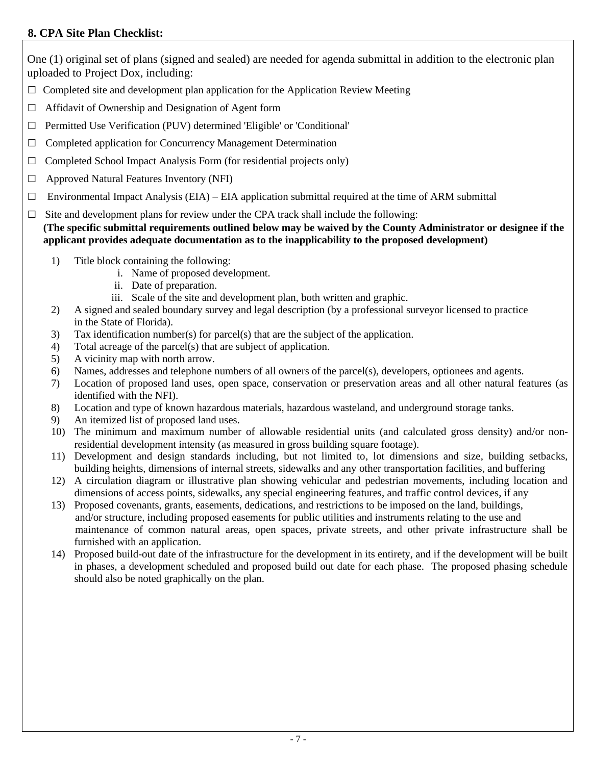## 8. CPA Site Plan Checklist:

One (1) original set of plans (signed and sealed) are needed for agenda submittal in addition to the electronic plan uploaded to Project Dox, including:

- ☐ Completed site and development plan application for the Application Review Meeting
- ☐ Affidavit of Ownership and Designation of Agent form
- ☐ Permitted Use Verification (PUV) determined 'Eligible' or 'Conditional'
- ☐ Completed application for Concurrency Management Determination
- ☐ Completed School Impact Analysis Form (for residential projects only)
- ☐ Approved Natural Features Inventory (NFI)
- ☐ Environmental Impact Analysis (EIA) – EIA application submittal required at the time of ARM submittal
- ☐ Site and development plans for review under the CPA track shall include the following:
  **(The specific submittal requirements outlined below may be waived by the County Administrator or designee if the applicant provides adequate documentation as to the inapplicability to the proposed development)**

  1) Title block containing the following:
     - i. Name of proposed development.
     - ii. Date of preparation.
     - iii. Scale of the site and development plan, both written and graphic.
  2) A signed and sealed boundary survey and legal description (by a professional surveyor licensed to practice in the State of Florida).
  3) Tax identification number(s) for parcel(s) that are the subject of the application.
  4) Total acreage of the parcel(s) that are subject of application.
  5) A vicinity map with north arrow.
  6) Names, addresses and telephone numbers of all owners of the parcel(s), developers, optionees and agents.
  7) Location of proposed land uses, open space, conservation or preservation areas and all other natural features (as identified with the NFI).
  8) Location and type of known hazardous materials, hazardous wasteland, and underground storage tanks.
  9) An itemized list of proposed land uses.
  10) The minimum and maximum number of allowable residential units (and calculated gross density) and/or non-residential development intensity (as measured in gross building square footage).
  11) Development and design standards including, but not limited to, lot dimensions and size, building setbacks, building heights, dimensions of internal streets, sidewalks and any other transportation facilities, and buffering
  12) A circulation diagram or illustrative plan showing vehicular and pedestrian movements, including location and dimensions of access points, sidewalks, any special engineering features, and traffic control devices, if any
  13) Proposed covenants, grants, easements, dedications, and restrictions to be imposed on the land, buildings, and/or structure, including proposed easements for public utilities and instruments relating to the use and maintenance of common natural areas, open spaces, private streets, and other private infrastructure shall be furnished with an application.
  14) Proposed build-out date of the infrastructure for the development in its entirety, and if the development will be built in phases, a development scheduled and proposed build out date for each phase. The proposed phasing schedule should also be noted graphically on the plan.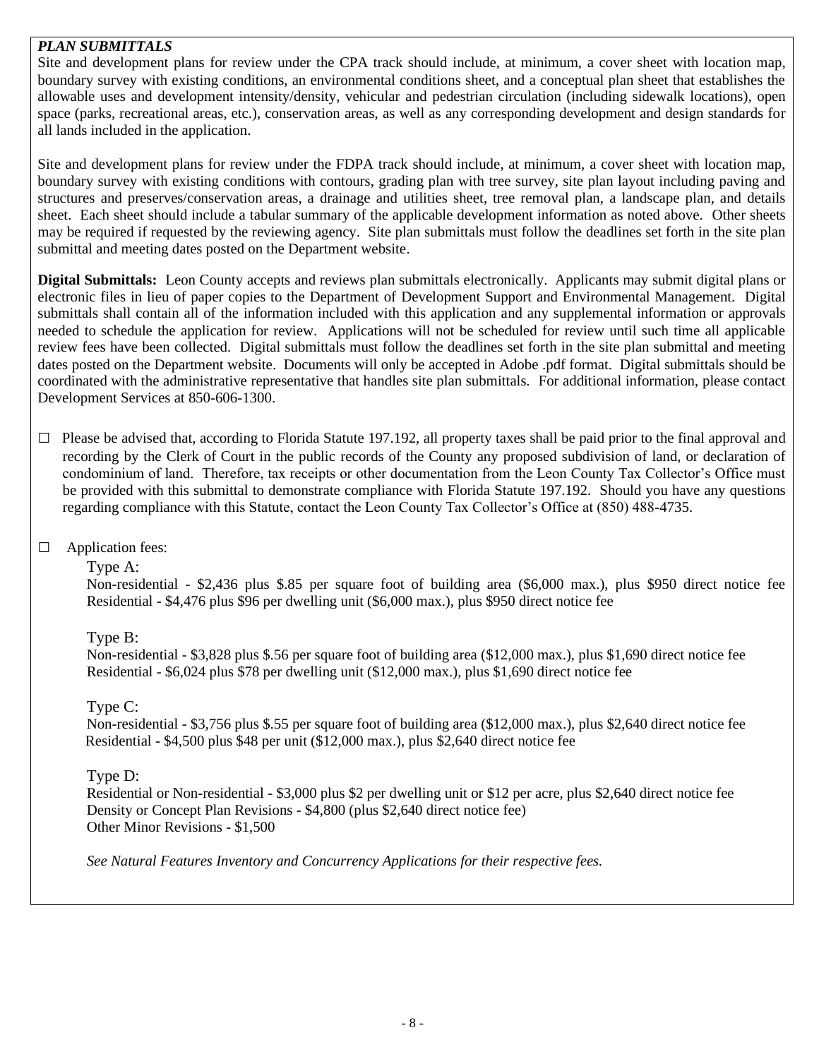***PLAN SUBMITTALS***

Site and development plans for review under the CPA track should include, at minimum, a cover sheet with location map, boundary survey with existing conditions, an environmental conditions sheet, and a conceptual plan sheet that establishes the allowable uses and development intensity/density, vehicular and pedestrian circulation (including sidewalk locations), open space (parks, recreational areas, etc.), conservation areas, as well as any corresponding development and design standards for all lands included in the application.

Site and development plans for review under the FDPA track should include, at minimum, a cover sheet with location map, boundary survey with existing conditions with contours, grading plan with tree survey, site plan layout including paving and structures and preserves/conservation areas, a drainage and utilities sheet, tree removal plan, a landscape plan, and details sheet. Each sheet should include a tabular summary of the applicable development information as noted above. Other sheets may be required if requested by the reviewing agency. Site plan submittals must follow the deadlines set forth in the site plan submittal and meeting dates posted on the Department website.

**Digital Submittals:** Leon County accepts and reviews plan submittals electronically. Applicants may submit digital plans or electronic files in lieu of paper copies to the Department of Development Support and Environmental Management. Digital submittals shall contain all of the information included with this application and any supplemental information or approvals needed to schedule the application for review. Applications will not be scheduled for review until such time all applicable review fees have been collected. Digital submittals must follow the deadlines set forth in the site plan submittal and meeting dates posted on the Department website. Documents will only be accepted in Adobe .pdf format. Digital submittals should be coordinated with the administrative representative that handles site plan submittals. For additional information, please contact Development Services at 850-606-1300.

☐ Please be advised that, according to Florida Statute 197.192, all property taxes shall be paid prior to the final approval and recording by the Clerk of Court in the public records of the County any proposed subdivision of land, or declaration of condominium of land. Therefore, tax receipts or other documentation from the Leon County Tax Collector's Office must be provided with this submittal to demonstrate compliance with Florida Statute 197.192. Should you have any questions regarding compliance with this Statute, contact the Leon County Tax Collector's Office at (850) 488-4735.

☐ Application fees:

Type A:
Non-residential - $2,436 plus $.85 per square foot of building area ($6,000 max.), plus $950 direct notice fee
Residential - $4,476 plus $96 per dwelling unit ($6,000 max.), plus $950 direct notice fee

Type B:
Non-residential - $3,828 plus $.56 per square foot of building area ($12,000 max.), plus $1,690 direct notice fee
Residential - $6,024 plus $78 per dwelling unit ($12,000 max.), plus $1,690 direct notice fee

Type C:
Non-residential - $3,756 plus $.55 per square foot of building area ($12,000 max.), plus $2,640 direct notice fee
Residential - $4,500 plus $48 per unit ($12,000 max.), plus $2,640 direct notice fee

Type D:
Residential or Non-residential - $3,000 plus $2 per dwelling unit or $12 per acre, plus $2,640 direct notice fee
Density or Concept Plan Revisions - $4,800 (plus $2,640 direct notice fee)
Other Minor Revisions - $1,500

*See Natural Features Inventory and Concurrency Applications for their respective fees.*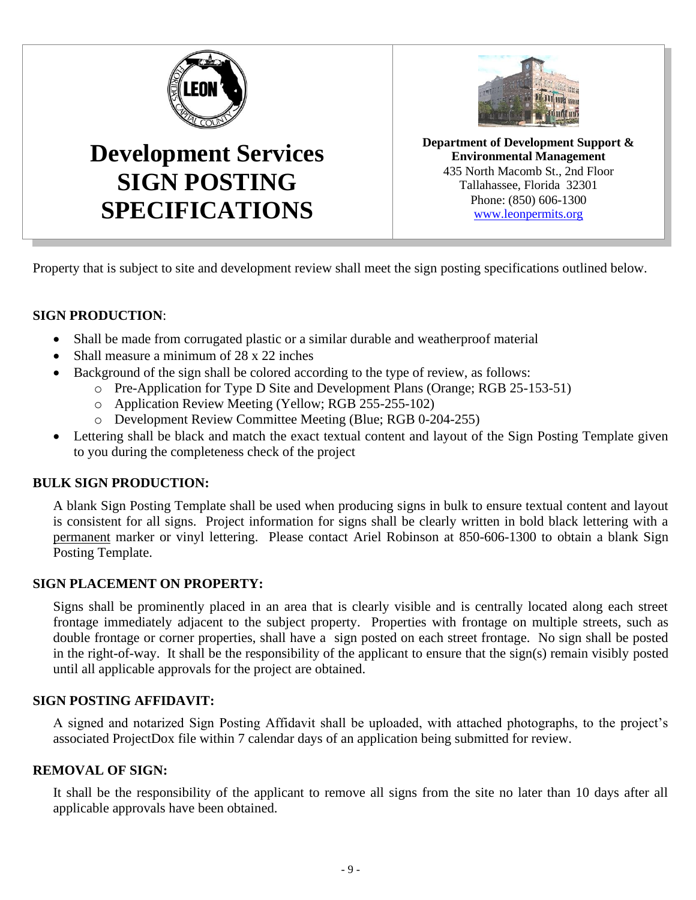# Development Services SIGN POSTING SPECIFICATIONS

**Department of Development Support & Environmental Management**
435 North Macomb St., 2nd Floor
Tallahassee, Florida 32301
Phone: (850) 606-1300
www.leonpermits.org

Property that is subject to site and development review shall meet the sign posting specifications outlined below.

**SIGN PRODUCTION**:

- Shall be made from corrugated plastic or a similar durable and weatherproof material
- Shall measure a minimum of 28 x 22 inches
- Background of the sign shall be colored according to the type of review, as follows:
  - Pre-Application for Type D Site and Development Plans (Orange; RGB 25-153-51)
  - Application Review Meeting (Yellow; RGB 255-255-102)
  - Development Review Committee Meeting (Blue; RGB 0-204-255)
- Lettering shall be black and match the exact textual content and layout of the Sign Posting Template given to you during the completeness check of the project

**BULK SIGN PRODUCTION:**

A blank Sign Posting Template shall be used when producing signs in bulk to ensure textual content and layout is consistent for all signs. Project information for signs shall be clearly written in bold black lettering with a permanent marker or vinyl lettering. Please contact Ariel Robinson at 850-606-1300 to obtain a blank Sign Posting Template.

**SIGN PLACEMENT ON PROPERTY:**

Signs shall be prominently placed in an area that is clearly visible and is centrally located along each street frontage immediately adjacent to the subject property. Properties with frontage on multiple streets, such as double frontage or corner properties, shall have a sign posted on each street frontage. No sign shall be posted in the right-of-way. It shall be the responsibility of the applicant to ensure that the sign(s) remain visibly posted until all applicable approvals for the project are obtained.

**SIGN POSTING AFFIDAVIT:**

A signed and notarized Sign Posting Affidavit shall be uploaded, with attached photographs, to the project's associated ProjectDox file within 7 calendar days of an application being submitted for review.

**REMOVAL OF SIGN:**

It shall be the responsibility of the applicant to remove all signs from the site no later than 10 days after all applicable approvals have been obtained.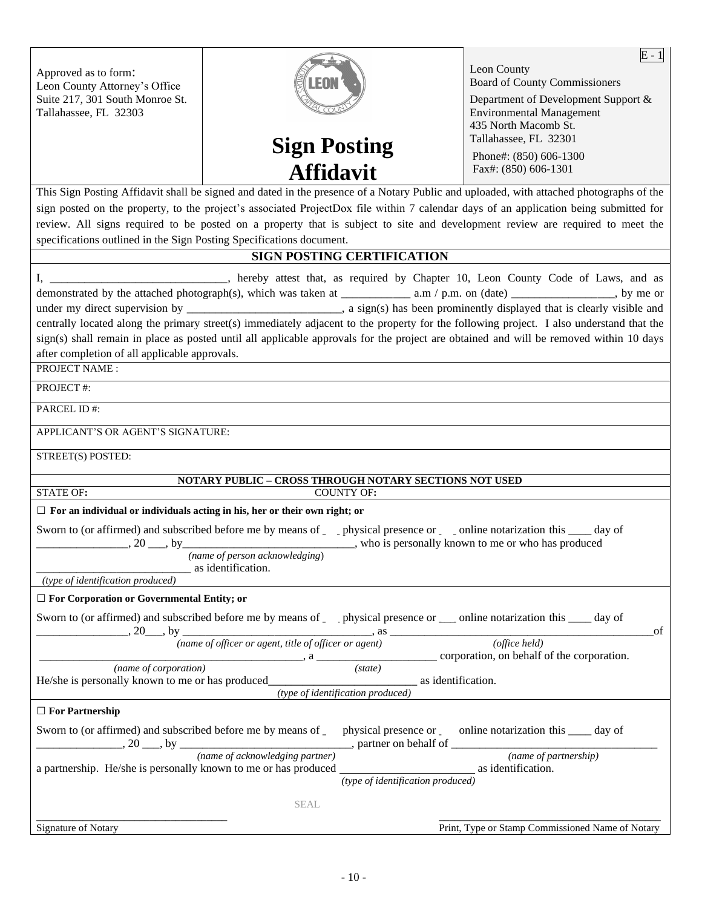Approved as to form:
Leon County Attorney's Office
Suite 217, 301 South Monroe St.
Tallahassee, FL 32303

# Sign Posting Affidavit

E - 1

Leon County
Board of County Commissioners

Department of Development Support &
Environmental Management
435 North Macomb St.
Tallahassee, FL 32301

Phone#: (850) 606-1300
Fax#: (850) 606-1301

This Sign Posting Affidavit shall be signed and dated in the presence of a Notary Public and uploaded, with attached photographs of the sign posted on the property, to the project's associated ProjectDox file within 7 calendar days of an application being submitted for review. All signs required to be posted on a property that is subject to site and development review are required to meet the specifications outlined in the Sign Posting Specifications document.

## SIGN POSTING CERTIFICATION

I, _______________________________, hereby attest that, as required by Chapter 10, Leon County Code of Laws, and as demonstrated by the attached photograph(s), which was taken at ____________ a.m / p.m. on (date) _________________, by me or under my direct supervision by ___________________________, a sign(s) has been prominently displayed that is clearly visible and centrally located along the primary street(s) immediately adjacent to the property for the following project. I also understand that the sign(s) shall remain in place as posted until all applicable approvals for the project are obtained and will be removed within 10 days after completion of all applicable approvals.

PROJECT NAME :

PROJECT #:

PARCEL ID #:

APPLICANT'S OR AGENT'S SIGNATURE:

STREET(S) POSTED:

**NOTARY PUBLIC – CROSS THROUGH NOTARY SECTIONS NOT USED**

STATE OF: COUNTY OF:

☐ **For an individual or individuals acting in his, her or their own right; or**

Sworn to (or affirmed) and subscribed before me by means of __ physical presence or __ online notarization this ____ day of ________________, 20 ___, by______________________________, who is personally known to me or who has produced
*(name of person acknowledging)*
__________________________ as identification.
*(type of identification produced)*

☐ **For Corporation or Governmental Entity; or**

Sworn to (or affirmed) and subscribed before me by means of __ physical presence or __ online notarization this ____ day of ________________, 20___, by ________________________________, as _____________________________________________of
*(name of officer or agent, title of officer or agent)* *(office held)*
_________________________________________________, a _____________________ corporation, on behalf of the corporation.
*(name of corporation)* *(state)*
He/she is personally known to me or has produced__________________________ as identification.
*(type of identification produced)*

☐ **For Partnership**

Sworn to (or affirmed) and subscribed before me by means of __ physical presence or __ online notarization this ____ day of _______________, 20 ___, by _____________________________, partner on behalf of ___________________________________
*(name of acknowledging partner)* *(name of partnership)*
a partnership. He/she is personally known to me or has produced _______________________ as identification.
*(type of identification produced)*

SEAL

___________________________________
Signature of Notary

___________________________________________
Print, Type or Stamp Commissioned Name of Notary